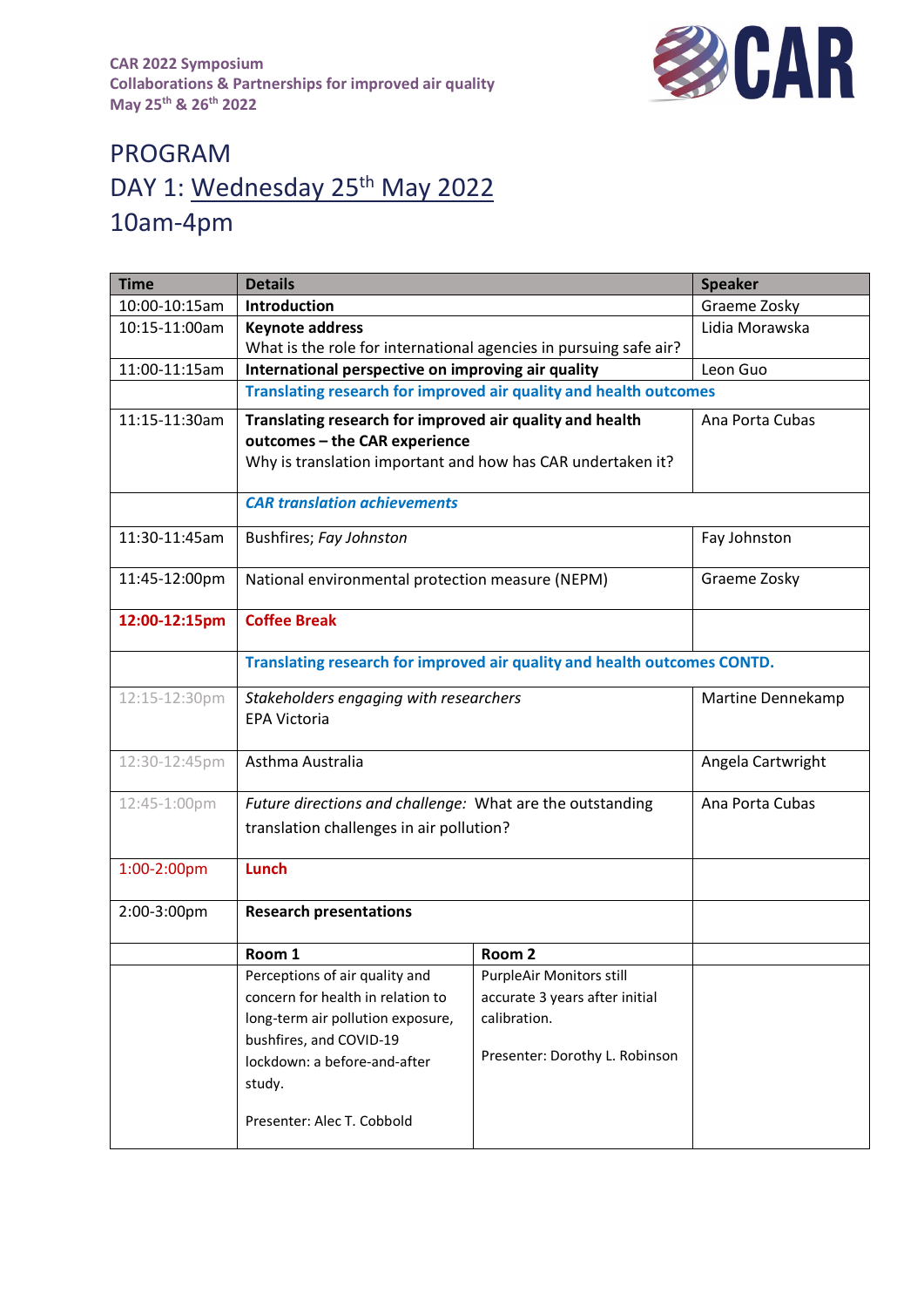**CAR 2022 Symposium**
**Collaborations & Partnerships for improved air quality**
**May 25th & 26th 2022**

CAR

# PROGRAM

## DAY 1: Wednesday 25th May 2022

## 10am-4pm

| Time | Details | | Speaker |
|---|---|---|---|
| 10:00-10:15am | **Introduction** | | Graeme Zosky |
| 10:15-11:00am | **Keynote address**<br>What is the role for international agencies in pursuing safe air? | | Lidia Morawska |
| 11:00-11:15am | **International perspective on improving air quality** | | Leon Guo |
| | **Translating research for improved air quality and health outcomes** | | |
| 11:15-11:30am | **Translating research for improved air quality and health outcomes – the CAR experience**<br>Why is translation important and how has CAR undertaken it? | | Ana Porta Cubas |
| | ***CAR translation achievements*** | | |
| 11:30-11:45am | Bushfires; *Fay Johnston* | | Fay Johnston |
| 11:45-12:00pm | National environmental protection measure (NEPM) | | Graeme Zosky |
| **12:00-12:15pm** | **Coffee Break** | | |
| | **Translating research for improved air quality and health outcomes CONTD.** | | |
| 12:15-12:30pm | *Stakeholders engaging with researchers*<br>EPA Victoria | | Martine Dennekamp |
| 12:30-12:45pm | Asthma Australia | | Angela Cartwright |
| 12:45-1:00pm | *Future directions and challenge:* What are the outstanding translation challenges in air pollution? | | Ana Porta Cubas |
| 1:00-2:00pm | **Lunch** | | |
| 2:00-3:00pm | **Research presentations** | | |
| | **Room 1** | **Room 2** | |
| | Perceptions of air quality and concern for health in relation to long-term air pollution exposure, bushfires, and COVID-19 lockdown: a before-and-after study.<br><br>Presenter: Alec T. Cobbold | PurpleAir Monitors still accurate 3 years after initial calibration.<br><br>Presenter: Dorothy L. Robinson | |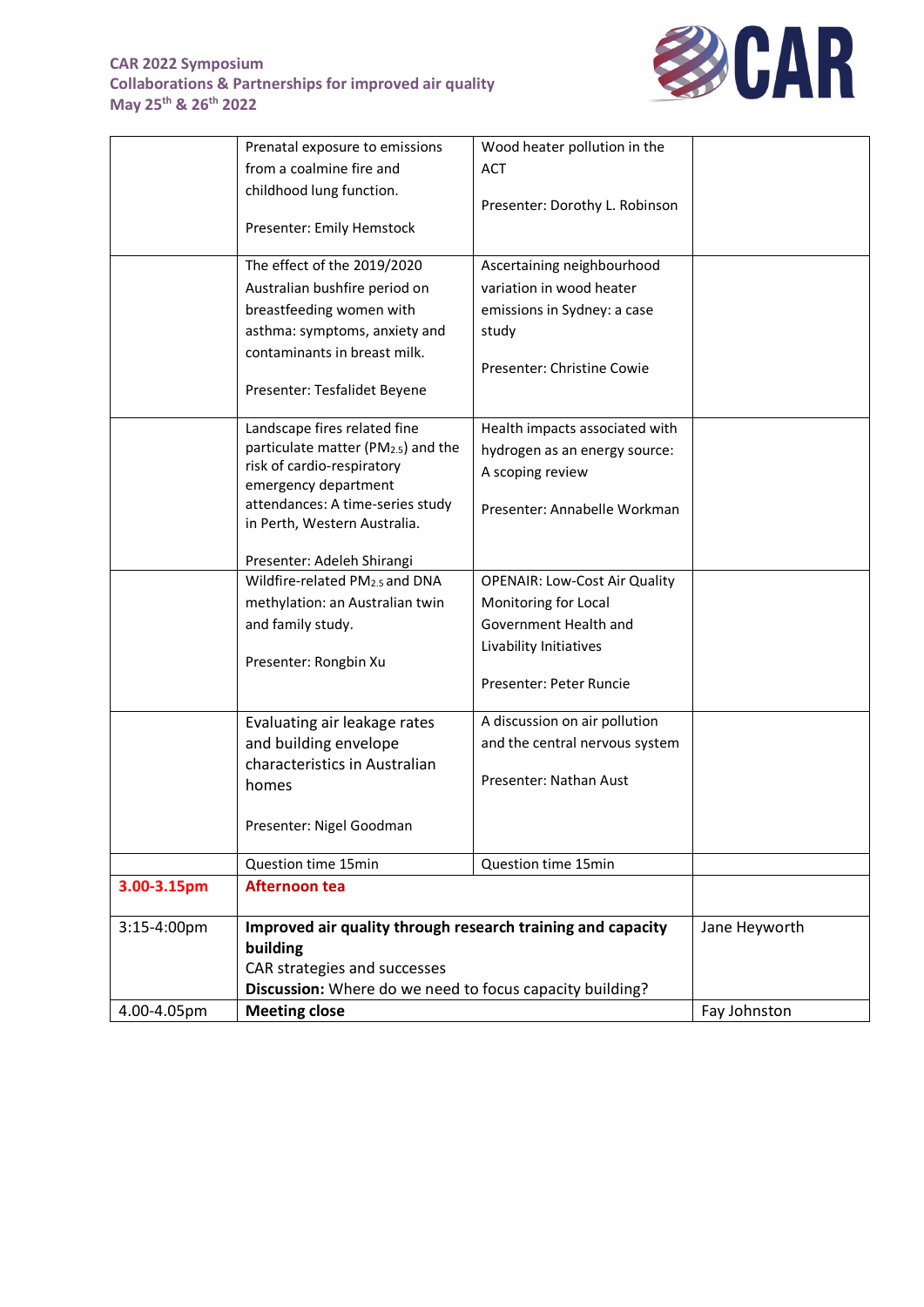| | | | |
|---|---|---|---|
| | Prenatal exposure to emissions from a coalmine fire and childhood lung function.<br><br>Presenter: Emily Hemstock | Wood heater pollution in the ACT<br><br>Presenter: Dorothy L. Robinson | |
| | The effect of the 2019/2020 Australian bushfire period on breastfeeding women with asthma: symptoms, anxiety and contaminants in breast milk.<br><br>Presenter: Tesfalidet Beyene | Ascertaining neighbourhood variation in wood heater emissions in Sydney: a case study<br><br>Presenter: Christine Cowie | |
| | Landscape fires related fine particulate matter ($PM_{2.5}$) and the risk of cardio-respiratory emergency department attendances: A time-series study in Perth, Western Australia.<br><br>Presenter: Adeleh Shirangi | Health impacts associated with hydrogen as an energy source: A scoping review<br><br>Presenter: Annabelle Workman | |
| | Wildfire-related $PM_{2.5}$ and DNA methylation: an Australian twin and family study.<br><br>Presenter: Rongbin Xu | OPENAIR: Low-Cost Air Quality Monitoring for Local Government Health and Livability Initiatives<br><br>Presenter: Peter Runcie | |
| | Evaluating air leakage rates and building envelope characteristics in Australian homes<br><br>Presenter: Nigel Goodman | A discussion on air pollution and the central nervous system<br><br>Presenter: Nathan Aust | |
| | Question time 15min | Question time 15min | |
| **3.00-3.15pm** | **Afternoon tea** | | |
| 3:15-4:00pm | **Improved air quality through research training and capacity building**<br>CAR strategies and successes<br>**Discussion:** Where do we need to focus capacity building? | | Jane Heyworth |
| 4.00-4.05pm | **Meeting close** | | Fay Johnston |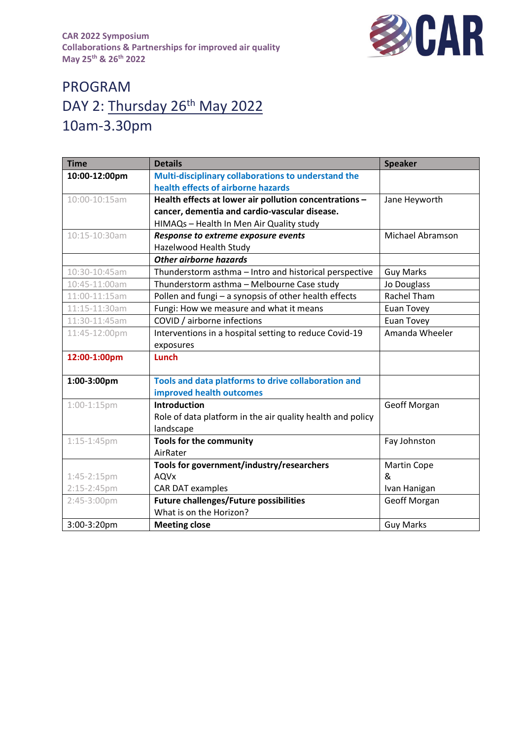**CAR 2022 Symposium**
**Collaborations & Partnerships for improved air quality**
**May 25th & 26th 2022**

CAR

# PROGRAM
## DAY 2: Thursday 26th May 2022
## 10am-3.30pm

| Time | Details | Speaker |
|---|---|---|
| **10:00-12:00pm** | **Multi-disciplinary collaborations to understand the health effects of airborne hazards** | |
| 10:00-10:15am | **Health effects at lower air pollution concentrations – cancer, dementia and cardio-vascular disease.** HIMAQs – Health In Men Air Quality study | Jane Heyworth |
| 10:15-10:30am | ***Response to extreme exposure events*** Hazelwood Health Study | Michael Abramson |
| | ***Other airborne hazards*** | |
| 10:30-10:45am | Thunderstorm asthma – Intro and historical perspective | Guy Marks |
| 10:45-11:00am | Thunderstorm asthma – Melbourne Case study | Jo Douglass |
| 11:00-11:15am | Pollen and fungi – a synopsis of other health effects | Rachel Tham |
| 11:15-11:30am | Fungi: How we measure and what it means | Euan Tovey |
| 11:30-11:45am | COVID / airborne infections | Euan Tovey |
| 11:45-12:00pm | Interventions in a hospital setting to reduce Covid-19 exposures | Amanda Wheeler |
| **12:00-1:00pm** | **Lunch** | |
| **1:00-3:00pm** | **Tools and data platforms to drive collaboration and improved health outcomes** | |
| 1:00-1:15pm | **Introduction** Role of data platform in the air quality health and policy landscape | Geoff Morgan |
| 1:15-1:45pm | **Tools for the community** AirRater | Fay Johnston |
| 1:45-2:15pm<br>2:15-2:45pm | **Tools for government/industry/researchers** AQVx CAR DAT examples | Martin Cope & Ivan Hanigan |
| 2:45-3:00pm | **Future challenges/Future possibilities** What is on the Horizon? | Geoff Morgan |
| 3:00-3:20pm | **Meeting close** | Guy Marks |